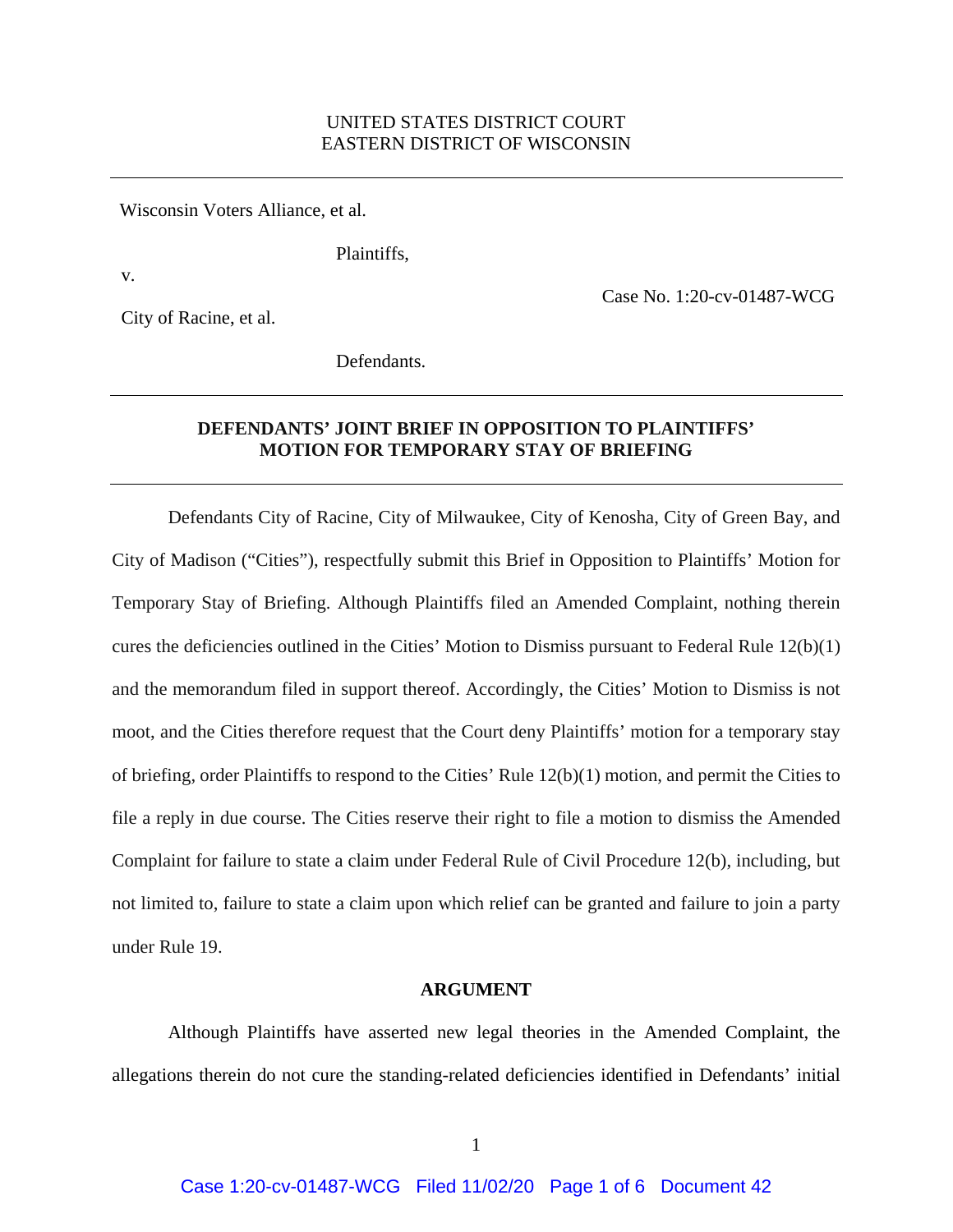UNITED STATES DISTRICT COURT
EASTERN DISTRICT OF WISCONSIN

---

Wisconsin Voters Alliance, et al.

Plaintiffs,

v.

Case No. 1:20-cv-01487-WCG

City of Racine, et al.

Defendants.

---

**DEFENDANTS' JOINT BRIEF IN OPPOSITION TO PLAINTIFFS' MOTION FOR TEMPORARY STAY OF BRIEFING**

---

Defendants City of Racine, City of Milwaukee, City of Kenosha, City of Green Bay, and City of Madison ("Cities"), respectfully submit this Brief in Opposition to Plaintiffs' Motion for Temporary Stay of Briefing. Although Plaintiffs filed an Amended Complaint, nothing therein cures the deficiencies outlined in the Cities' Motion to Dismiss pursuant to Federal Rule 12(b)(1) and the memorandum filed in support thereof. Accordingly, the Cities' Motion to Dismiss is not moot, and the Cities therefore request that the Court deny Plaintiffs' motion for a temporary stay of briefing, order Plaintiffs to respond to the Cities' Rule 12(b)(1) motion, and permit the Cities to file a reply in due course. The Cities reserve their right to file a motion to dismiss the Amended Complaint for failure to state a claim under Federal Rule of Civil Procedure 12(b), including, but not limited to, failure to state a claim upon which relief can be granted and failure to join a party under Rule 19.

**ARGUMENT**

Although Plaintiffs have asserted new legal theories in the Amended Complaint, the allegations therein do not cure the standing-related deficiencies identified in Defendants' initial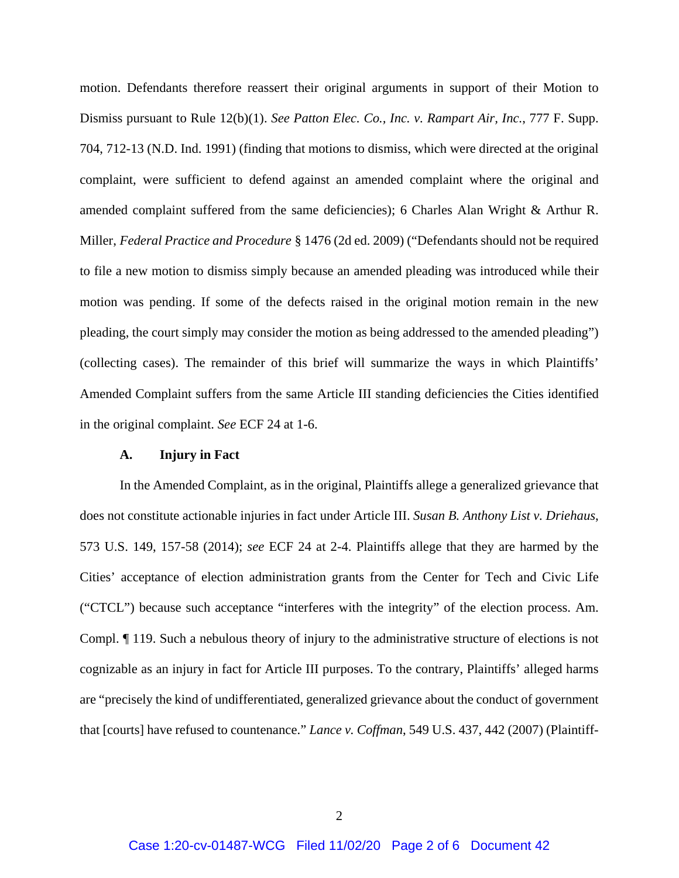motion. Defendants therefore reassert their original arguments in support of their Motion to Dismiss pursuant to Rule 12(b)(1). *See Patton Elec. Co., Inc. v. Rampart Air, Inc.*, 777 F. Supp. 704, 712-13 (N.D. Ind. 1991) (finding that motions to dismiss, which were directed at the original complaint, were sufficient to defend against an amended complaint where the original and amended complaint suffered from the same deficiencies); 6 Charles Alan Wright & Arthur R. Miller, *Federal Practice and Procedure* § 1476 (2d ed. 2009) ("Defendants should not be required to file a new motion to dismiss simply because an amended pleading was introduced while their motion was pending. If some of the defects raised in the original motion remain in the new pleading, the court simply may consider the motion as being addressed to the amended pleading") (collecting cases). The remainder of this brief will summarize the ways in which Plaintiffs' Amended Complaint suffers from the same Article III standing deficiencies the Cities identified in the original complaint. *See* ECF 24 at 1-6.

**A. Injury in Fact**

In the Amended Complaint, as in the original, Plaintiffs allege a generalized grievance that does not constitute actionable injuries in fact under Article III. *Susan B. Anthony List v. Driehaus*, 573 U.S. 149, 157-58 (2014); *see* ECF 24 at 2-4. Plaintiffs allege that they are harmed by the Cities' acceptance of election administration grants from the Center for Tech and Civic Life ("CTCL") because such acceptance "interferes with the integrity" of the election process. Am. Compl. ¶ 119. Such a nebulous theory of injury to the administrative structure of elections is not cognizable as an injury in fact for Article III purposes. To the contrary, Plaintiffs' alleged harms are "precisely the kind of undifferentiated, generalized grievance about the conduct of government that [courts] have refused to countenance." *Lance v. Coffman*, 549 U.S. 437, 442 (2007) (Plaintiff-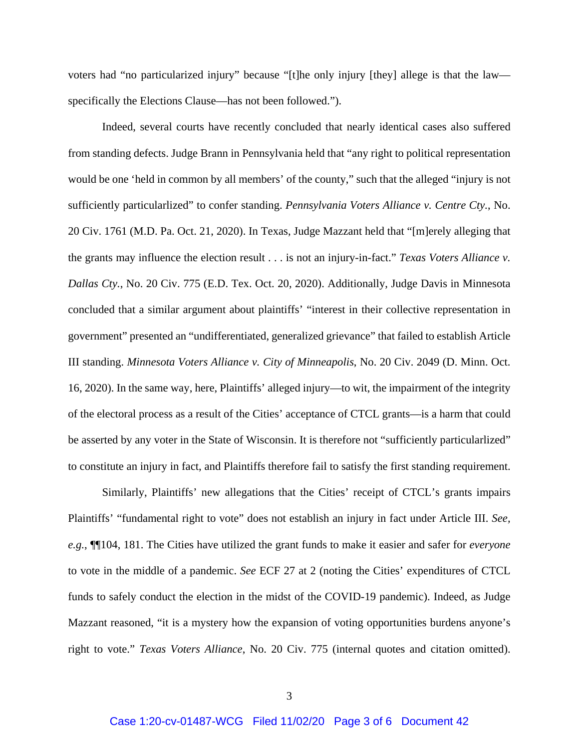voters had "no particularized injury" because "[t]he only injury [they] allege is that the law—specifically the Elections Clause—has not been followed.").

Indeed, several courts have recently concluded that nearly identical cases also suffered from standing defects. Judge Brann in Pennsylvania held that "any right to political representation would be one 'held in common by all members' of the county," such that the alleged "injury is not sufficiently particularlized" to confer standing. *Pennsylvania Voters Alliance v. Centre Cty.*, No. 20 Civ. 1761 (M.D. Pa. Oct. 21, 2020). In Texas, Judge Mazzant held that "[m]erely alleging that the grants may influence the election result . . . is not an injury-in-fact." *Texas Voters Alliance v. Dallas Cty.*, No. 20 Civ. 775 (E.D. Tex. Oct. 20, 2020). Additionally, Judge Davis in Minnesota concluded that a similar argument about plaintiffs' "interest in their collective representation in government" presented an "undifferentiated, generalized grievance" that failed to establish Article III standing. *Minnesota Voters Alliance v. City of Minneapolis*, No. 20 Civ. 2049 (D. Minn. Oct. 16, 2020). In the same way, here, Plaintiffs' alleged injury—to wit, the impairment of the integrity of the electoral process as a result of the Cities' acceptance of CTCL grants—is a harm that could be asserted by any voter in the State of Wisconsin. It is therefore not "sufficiently particularlized" to constitute an injury in fact, and Plaintiffs therefore fail to satisfy the first standing requirement.

Similarly, Plaintiffs' new allegations that the Cities' receipt of CTCL's grants impairs Plaintiffs' "fundamental right to vote" does not establish an injury in fact under Article III. *See, e.g.*, ¶¶104, 181. The Cities have utilized the grant funds to make it easier and safer for *everyone* to vote in the middle of a pandemic. *See* ECF 27 at 2 (noting the Cities' expenditures of CTCL funds to safely conduct the election in the midst of the COVID-19 pandemic). Indeed, as Judge Mazzant reasoned, "it is a mystery how the expansion of voting opportunities burdens anyone's right to vote." *Texas Voters Alliance*, No. 20 Civ. 775 (internal quotes and citation omitted).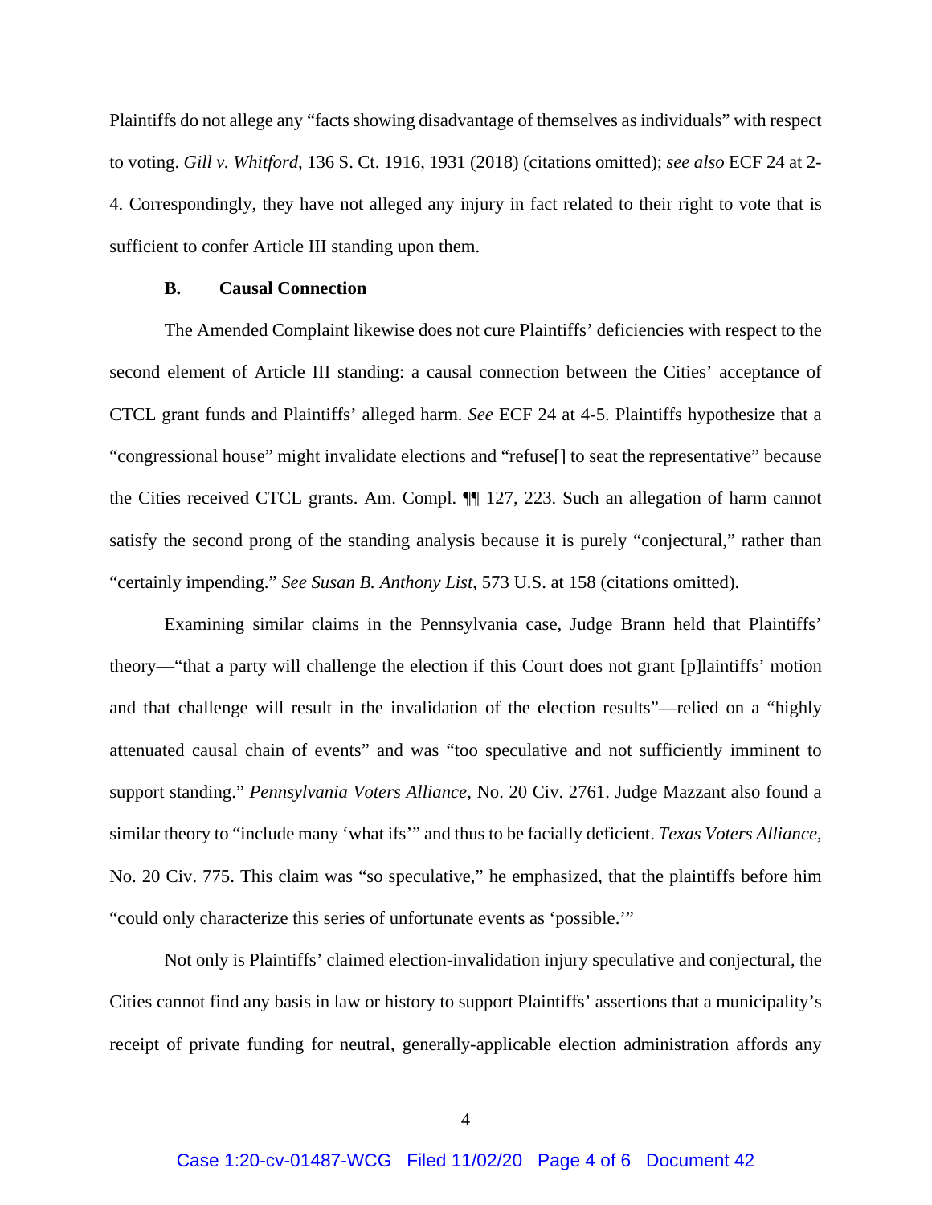Plaintiffs do not allege any "facts showing disadvantage of themselves as individuals" with respect to voting. *Gill v. Whitford*, 136 S. Ct. 1916, 1931 (2018) (citations omitted); *see also* ECF 24 at 2-4. Correspondingly, they have not alleged any injury in fact related to their right to vote that is sufficient to confer Article III standing upon them.

### B. Causal Connection

The Amended Complaint likewise does not cure Plaintiffs' deficiencies with respect to the second element of Article III standing: a causal connection between the Cities' acceptance of CTCL grant funds and Plaintiffs' alleged harm. *See* ECF 24 at 4-5. Plaintiffs hypothesize that a "congressional house" might invalidate elections and "refuse[] to seat the representative" because the Cities received CTCL grants. Am. Compl. ¶¶ 127, 223. Such an allegation of harm cannot satisfy the second prong of the standing analysis because it is purely "conjectural," rather than "certainly impending." *See Susan B. Anthony List*, 573 U.S. at 158 (citations omitted).

Examining similar claims in the Pennsylvania case, Judge Brann held that Plaintiffs' theory—"that a party will challenge the election if this Court does not grant [p]laintiffs' motion and that challenge will result in the invalidation of the election results"—relied on a "highly attenuated causal chain of events" and was "too speculative and not sufficiently imminent to support standing." *Pennsylvania Voters Alliance*, No. 20 Civ. 2761. Judge Mazzant also found a similar theory to "include many 'what ifs'" and thus to be facially deficient. *Texas Voters Alliance*, No. 20 Civ. 775. This claim was "so speculative," he emphasized, that the plaintiffs before him "could only characterize this series of unfortunate events as 'possible.'"

Not only is Plaintiffs' claimed election-invalidation injury speculative and conjectural, the Cities cannot find any basis in law or history to support Plaintiffs' assertions that a municipality's receipt of private funding for neutral, generally-applicable election administration affords any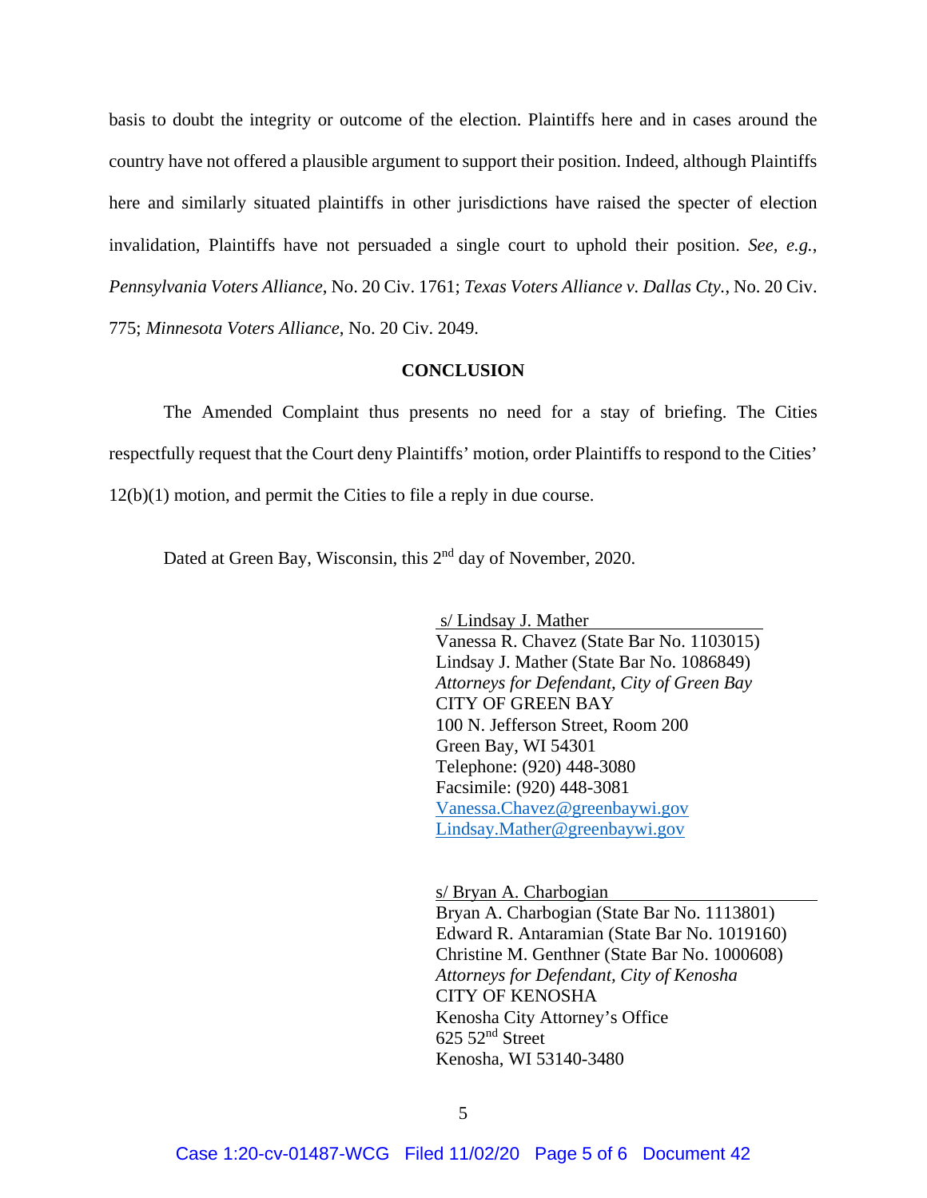basis to doubt the integrity or outcome of the election. Plaintiffs here and in cases around the country have not offered a plausible argument to support their position. Indeed, although Plaintiffs here and similarly situated plaintiffs in other jurisdictions have raised the specter of election invalidation, Plaintiffs have not persuaded a single court to uphold their position. *See, e.g.*, *Pennsylvania Voters Alliance*, No. 20 Civ. 1761; *Texas Voters Alliance v. Dallas Cty.*, No. 20 Civ. 775; *Minnesota Voters Alliance*, No. 20 Civ. 2049.

**CONCLUSION**

The Amended Complaint thus presents no need for a stay of briefing. The Cities respectfully request that the Court deny Plaintiffs' motion, order Plaintiffs to respond to the Cities' 12(b)(1) motion, and permit the Cities to file a reply in due course.

Dated at Green Bay, Wisconsin, this 2nd day of November, 2020.

s/ Lindsay J. Mather
Vanessa R. Chavez (State Bar No. 1103015)
Lindsay J. Mather (State Bar No. 1086849)
*Attorneys for Defendant, City of Green Bay*
CITY OF GREEN BAY
100 N. Jefferson Street, Room 200
Green Bay, WI 54301
Telephone: (920) 448-3080
Facsimile: (920) 448-3081
Vanessa.Chavez@greenbaywi.gov
Lindsay.Mather@greenbaywi.gov

s/ Bryan A. Charbogian
Bryan A. Charbogian (State Bar No. 1113801)
Edward R. Antaramian (State Bar No. 1019160)
Christine M. Genthner (State Bar No. 1000608)
*Attorneys for Defendant, City of Kenosha*
CITY OF KENOSHA
Kenosha City Attorney's Office
625 52nd Street
Kenosha, WI 53140-3480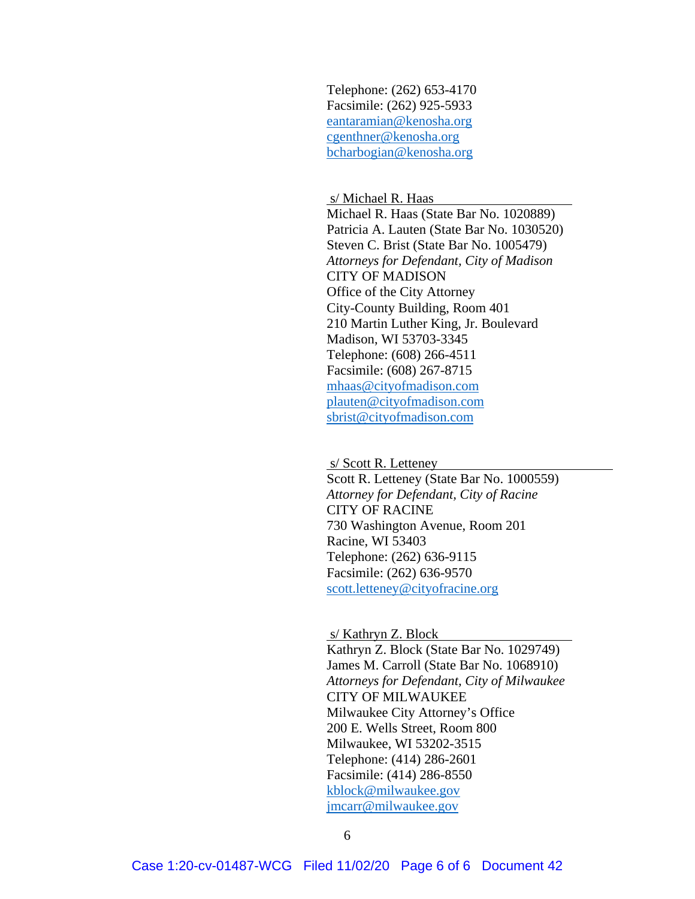Telephone: (262) 653-4170
Facsimile: (262) 925-5933
eantaramian@kenosha.org
cgenthner@kenosha.org
bcharbogian@kenosha.org

s/ Michael R. Haas
Michael R. Haas (State Bar No. 1020889)
Patricia A. Lauten (State Bar No. 1030520)
Steven C. Brist (State Bar No. 1005479)
*Attorneys for Defendant, City of Madison*
CITY OF MADISON
Office of the City Attorney
City-County Building, Room 401
210 Martin Luther King, Jr. Boulevard
Madison, WI 53703-3345
Telephone: (608) 266-4511
Facsimile: (608) 267-8715
mhaas@cityofmadison.com
plauten@cityofmadison.com
sbrist@cityofmadison.com

s/ Scott R. Letteney
Scott R. Letteney (State Bar No. 1000559)
*Attorney for Defendant, City of Racine*
CITY OF RACINE
730 Washington Avenue, Room 201
Racine, WI 53403
Telephone: (262) 636-9115
Facsimile: (262) 636-9570
scott.letteney@cityofracine.org

s/ Kathryn Z. Block
Kathryn Z. Block (State Bar No. 1029749)
James M. Carroll (State Bar No. 1068910)
*Attorneys for Defendant, City of Milwaukee*
CITY OF MILWAUKEE
Milwaukee City Attorney's Office
200 E. Wells Street, Room 800
Milwaukee, WI 53202-3515
Telephone: (414) 286-2601
Facsimile: (414) 286-8550
kblock@milwaukee.gov
jmcarr@milwaukee.gov